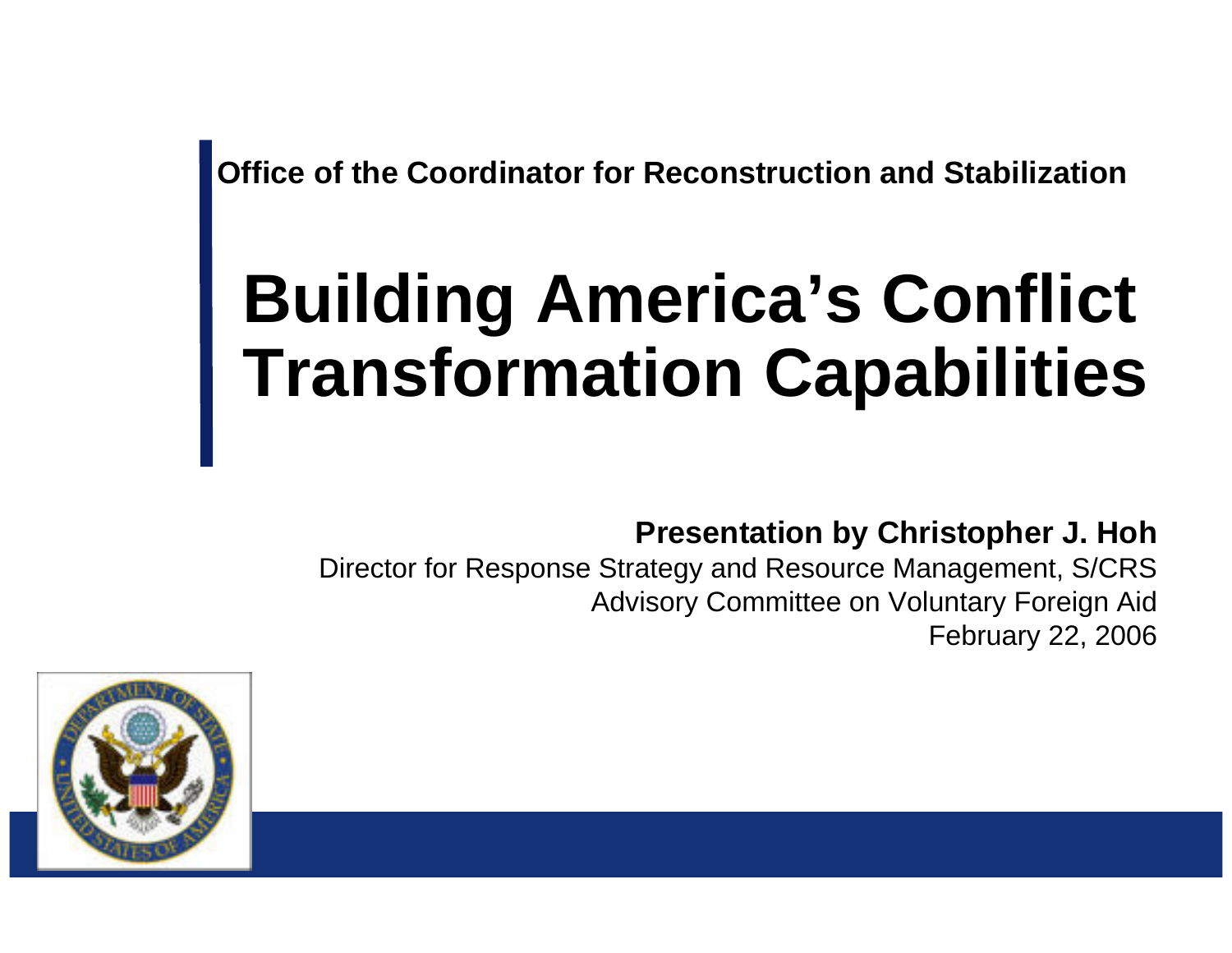Office of the Coordinator for Reconstruction and Stabilization

# Building America's Conflict Transformation Capabilities

**Presentation by Christopher J. Hoh**

Director for Response Strategy and Resource Management, S/CRS

Advisory Committee on Voluntary Foreign Aid

February 22, 2006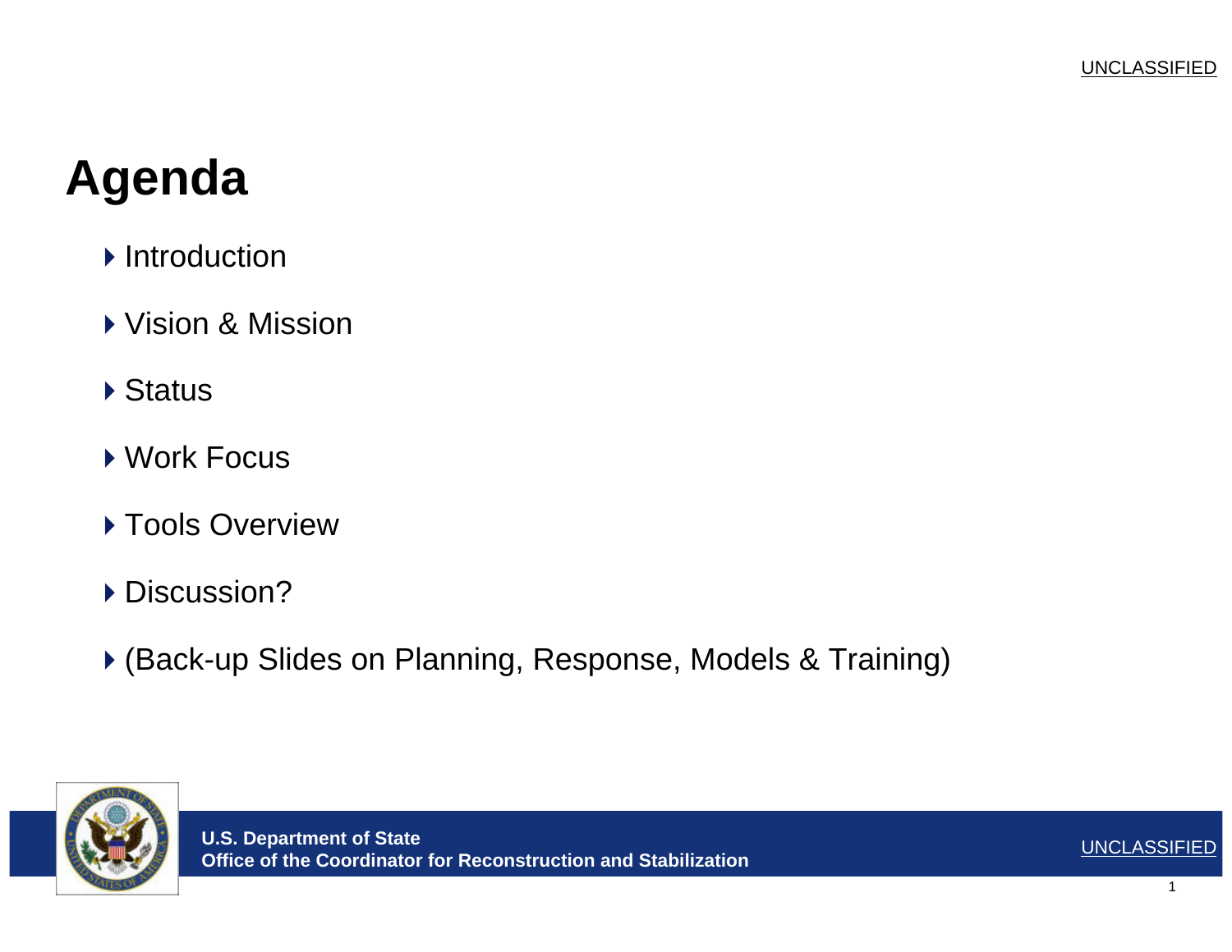# Agenda

- Introduction
- Vision & Mission
- Status
- Work Focus
- Tools Overview
- Discussion?
- (Back-up Slides on Planning, Response, Models & Training)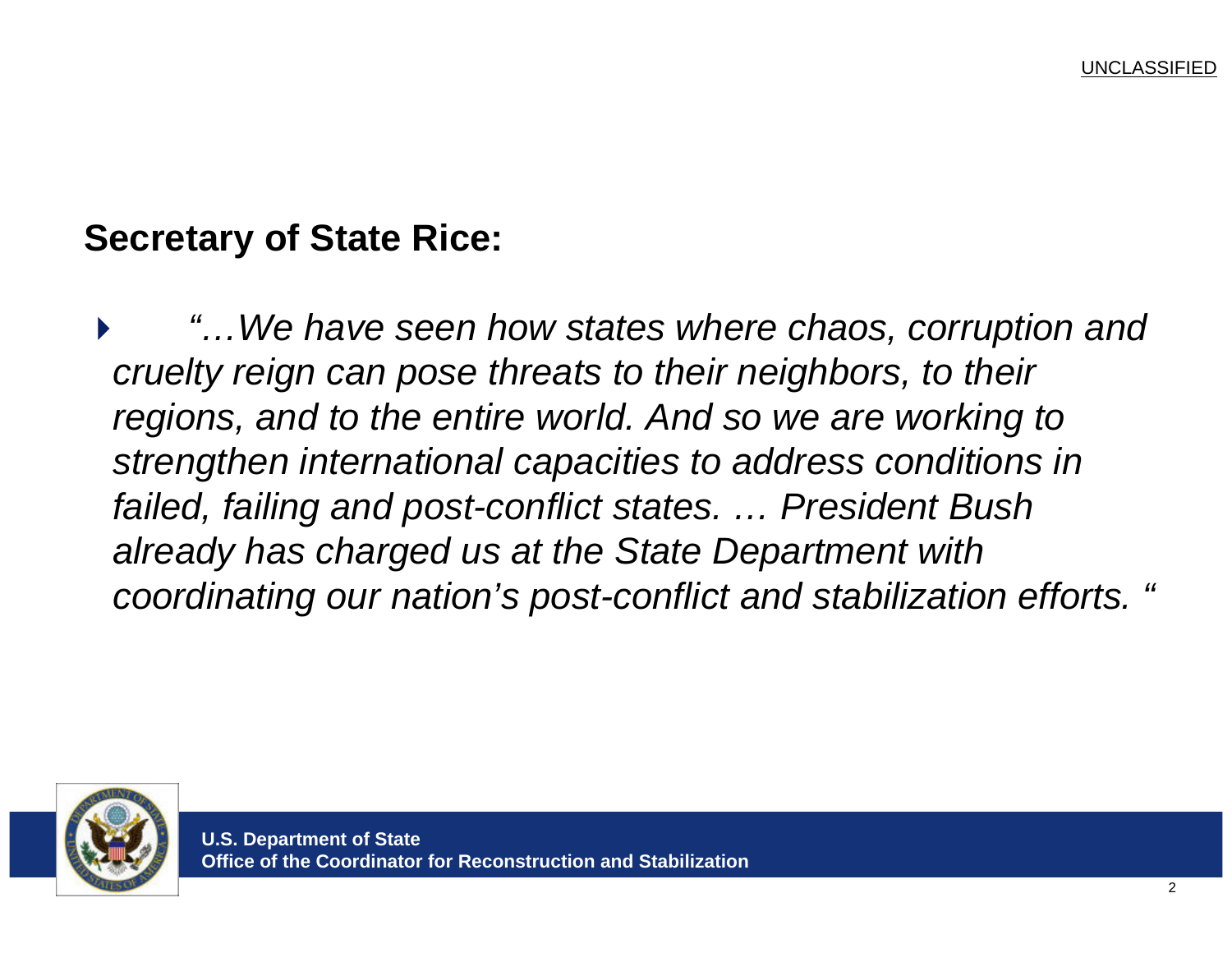**Secretary of State Rice:**

- *"…We have seen how states where chaos, corruption and cruelty reign can pose threats to their neighbors, to their regions, and to the entire world. And so we are working to strengthen international capacities to address conditions in failed, failing and post-conflict states. … President Bush already has charged us at the State Department with coordinating our nation's post-conflict and stabilization efforts. "*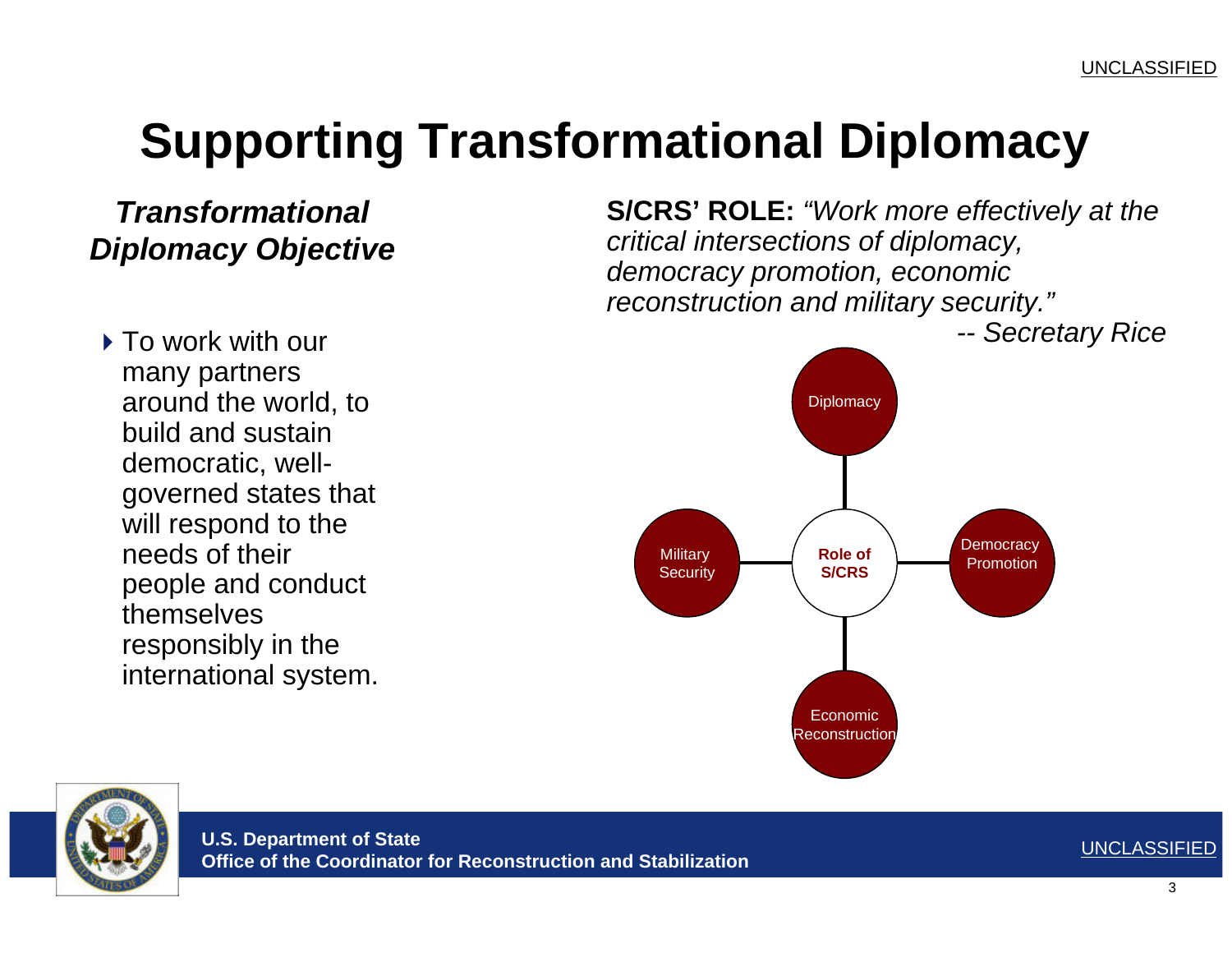# Supporting Transformational Diplomacy

***Transformational Diplomacy Objective***

- To work with our many partners around the world, to build and sustain democratic, well-governed states that will respond to the needs of their people and conduct themselves responsibly in the international system.

**S/CRS' ROLE:** *"Work more effectively at the critical intersections of diplomacy, democracy promotion, economic reconstruction and military security."*

*-- Secretary Rice*

Diplomacy

Military Security | **Role of S/CRS** | Democracy Promotion

Economic Reconstruction

**U.S. Department of State**
**Office of the Coordinator for Reconstruction and Stabilization**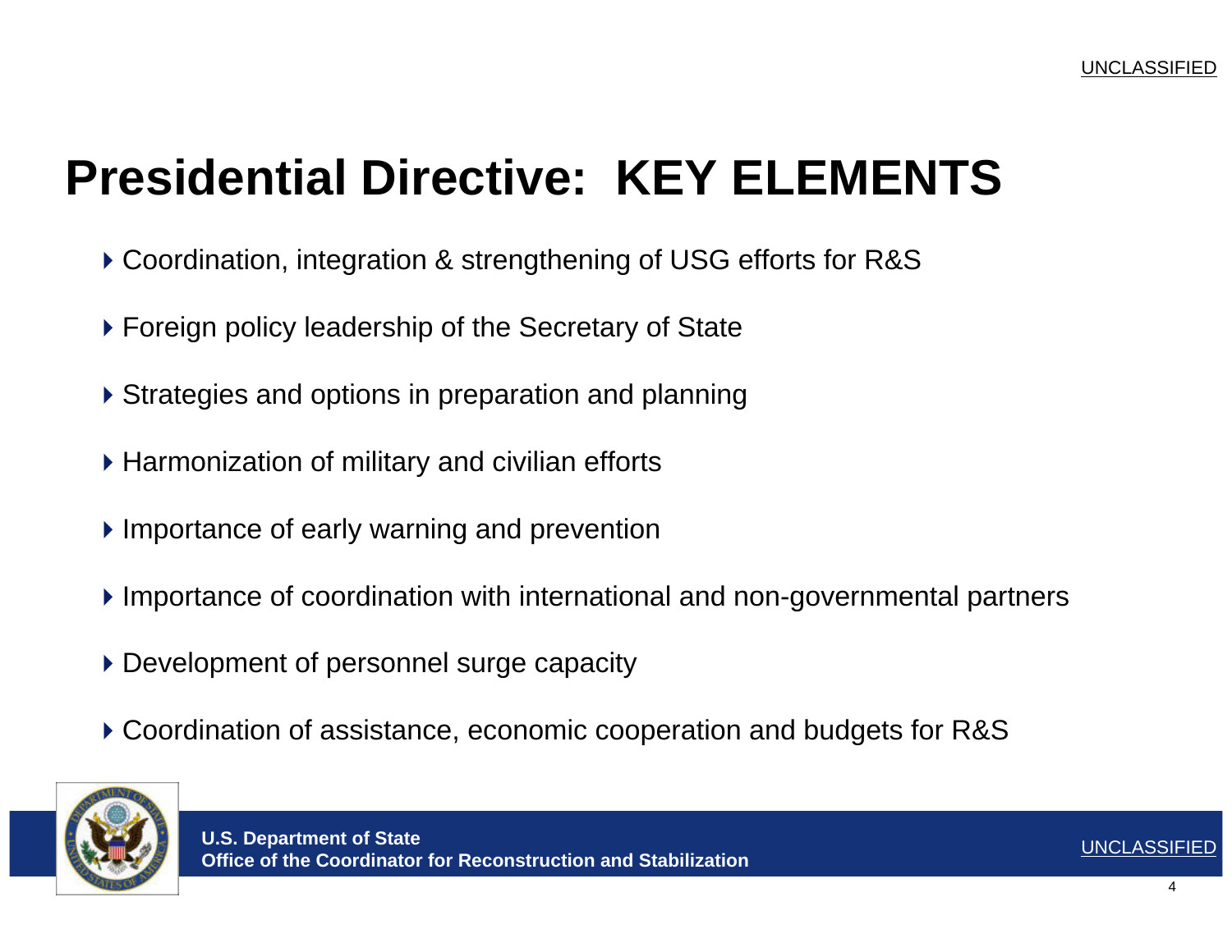# Presidential Directive: KEY ELEMENTS

- Coordination, integration & strengthening of USG efforts for R&S
- Foreign policy leadership of the Secretary of State
- Strategies and options in preparation and planning
- Harmonization of military and civilian efforts
- Importance of early warning and prevention
- Importance of coordination with international and non-governmental partners
- Development of personnel surge capacity
- Coordination of assistance, economic cooperation and budgets for R&S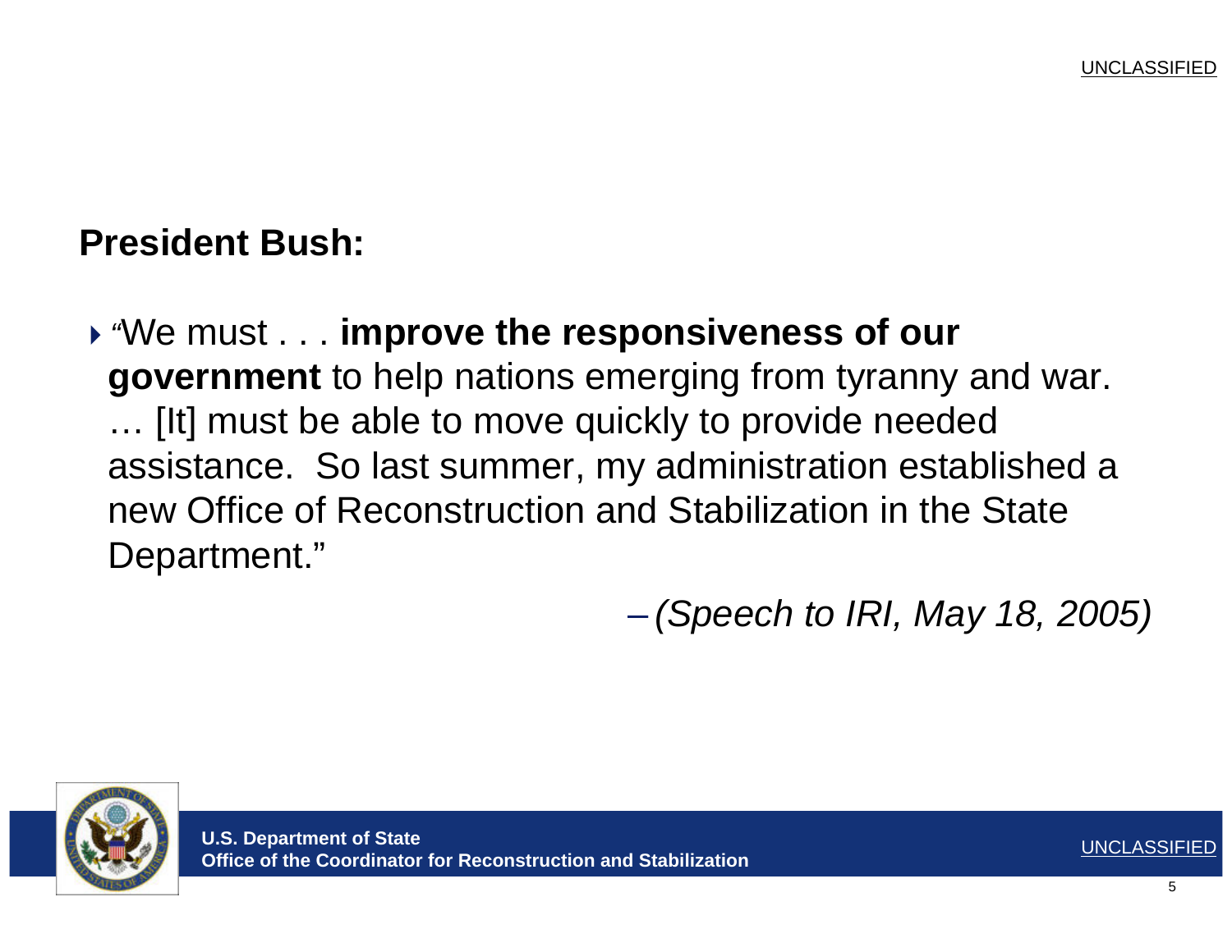**President Bush:**

- "We must . . . **improve the responsiveness of our government** to help nations emerging from tyranny and war. … [It] must be able to move quickly to provide needed assistance. So last summer, my administration established a new Office of Reconstruction and Stabilization in the State Department."

  – *(Speech to IRI, May 18, 2005)*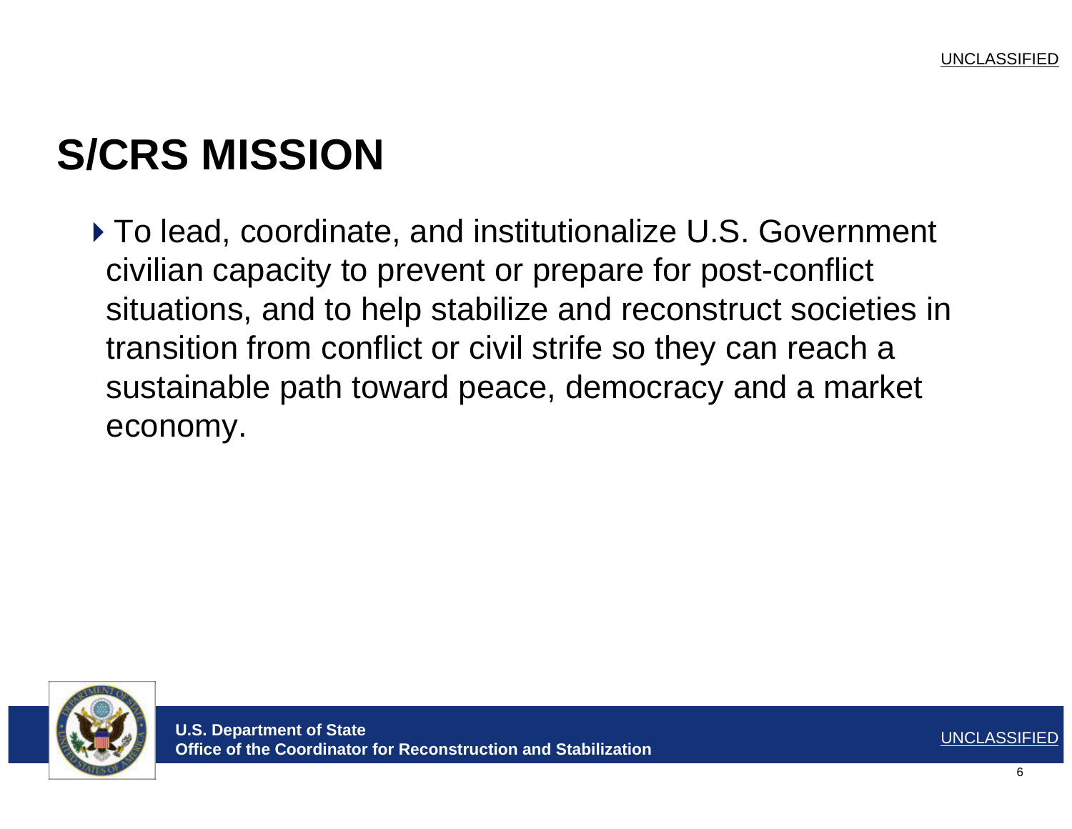# S/CRS MISSION

- To lead, coordinate, and institutionalize U.S. Government civilian capacity to prevent or prepare for post-conflict situations, and to help stabilize and reconstruct societies in transition from conflict or civil strife so they can reach a sustainable path toward peace, democracy and a market economy.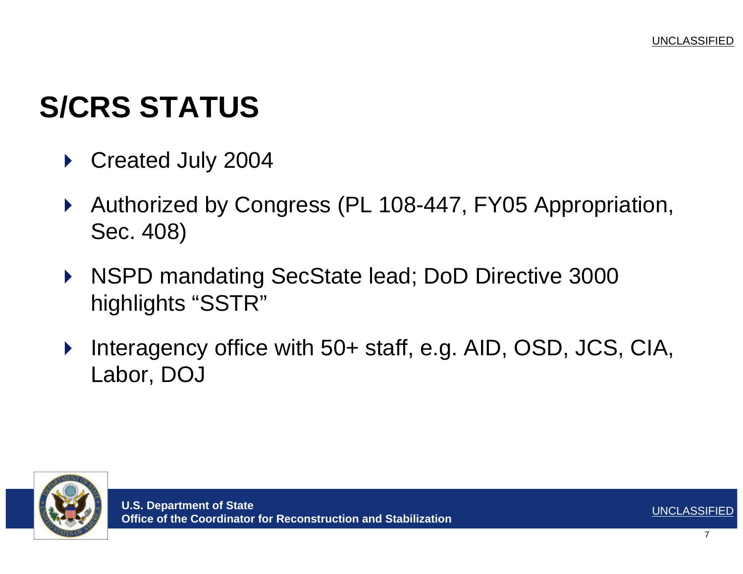# S/CRS STATUS

- Created July 2004
- Authorized by Congress (PL 108-447, FY05 Appropriation, Sec. 408)
- NSPD mandating SecState lead; DoD Directive 3000 highlights "SSTR"
- Interagency office with 50+ staff, e.g. AID, OSD, JCS, CIA, Labor, DOJ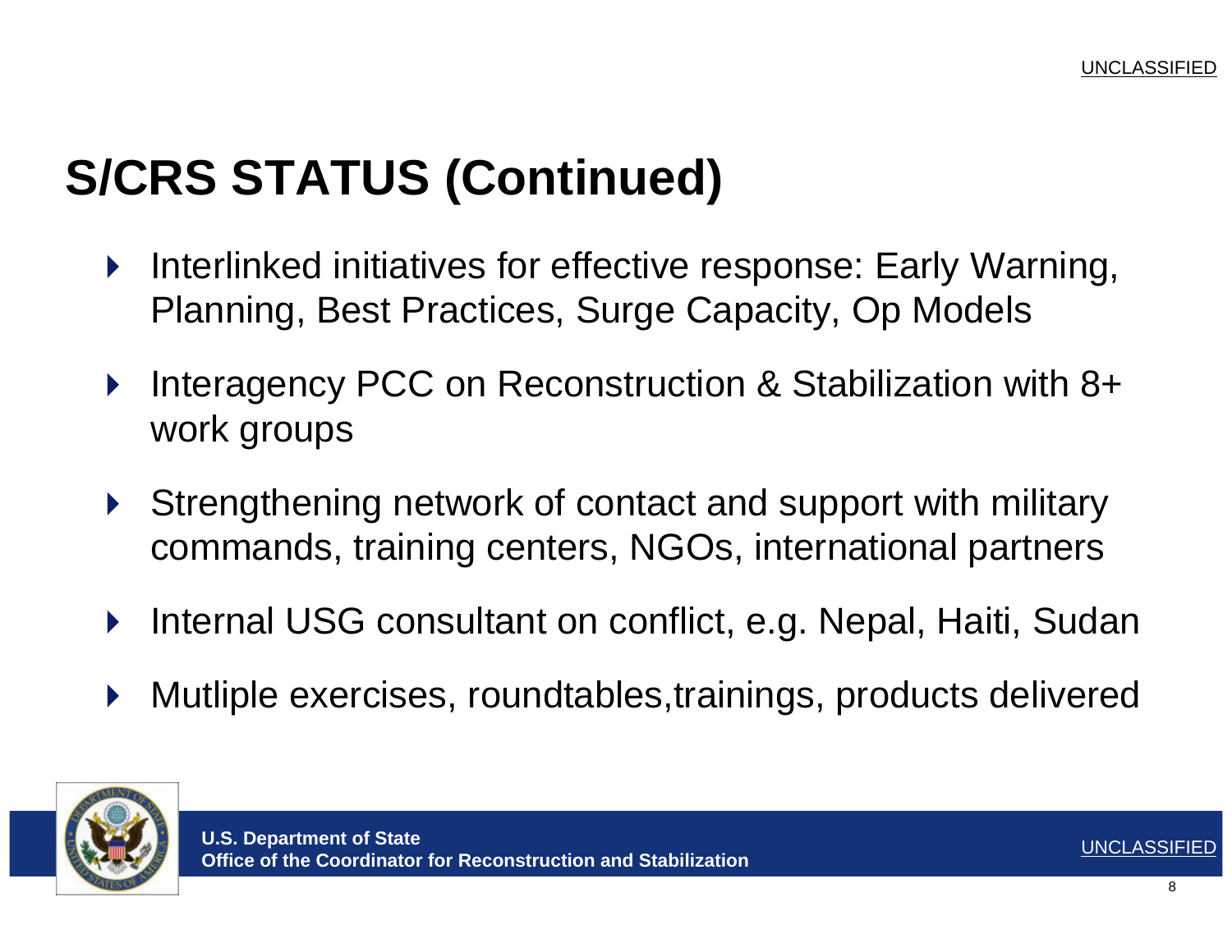# S/CRS STATUS (Continued)

- Interlinked initiatives for effective response: Early Warning, Planning, Best Practices, Surge Capacity, Op Models
- Interagency PCC on Reconstruction & Stabilization with 8+ work groups
- Strengthening network of contact and support with military commands, training centers, NGOs, international partners
- Internal USG consultant on conflict, e.g. Nepal, Haiti, Sudan
- Mutliple exercises, roundtables,trainings, products delivered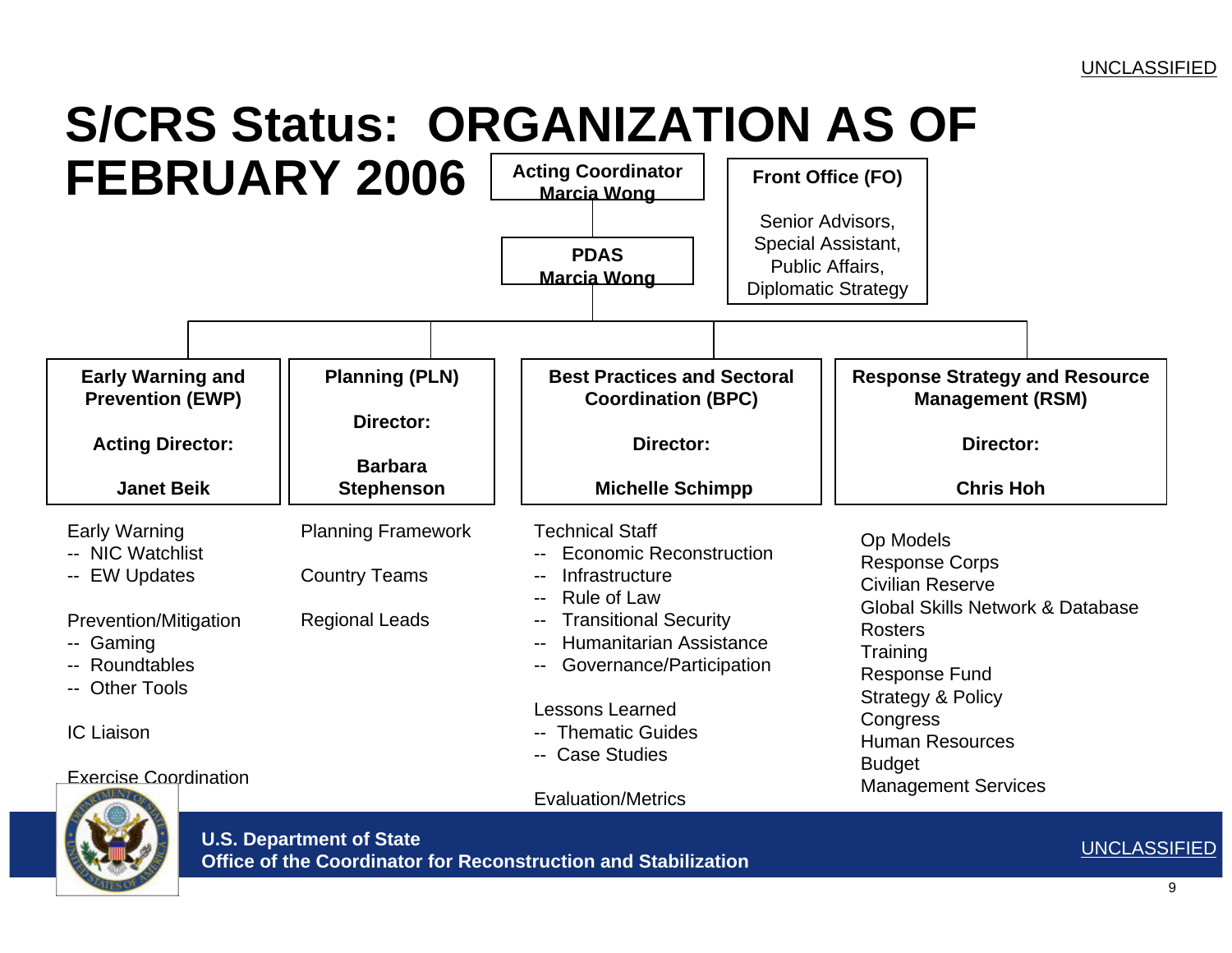# S/CRS Status: ORGANIZATION AS OF FEBRUARY 2006

**Acting Coordinator**
**Marcia Wong**

**PDAS**
**Marcia Wong**

**Front Office (FO)**

Senior Advisors, Special Assistant, Public Affairs, Diplomatic Strategy

---

### Early Warning and Prevention (EWP)

**Acting Director:**

**Janet Beik**

Early Warning
-- NIC Watchlist
-- EW Updates

Prevention/Mitigation
-- Gaming
-- Roundtables
-- Other Tools

IC Liaison

Exercise Coordination

### Planning (PLN)

**Director:**

**Barbara Stephenson**

Planning Framework

Country Teams

Regional Leads

### Best Practices and Sectoral Coordination (BPC)

**Director:**

**Michelle Schimpp**

Technical Staff
-- Economic Reconstruction
-- Infrastructure
-- Rule of Law
-- Transitional Security
-- Humanitarian Assistance
-- Governance/Participation

Lessons Learned
-- Thematic Guides
-- Case Studies

Evaluation/Metrics

### Response Strategy and Resource Management (RSM)

**Director:**

**Chris Hoh**

Op Models
Response Corps
Civilian Reserve
Global Skills Network & Database
Rosters
Training
Response Fund
Strategy & Policy
Congress
Human Resources
Budget
Management Services

---

**U.S. Department of State**
**Office of the Coordinator for Reconstruction and Stabilization**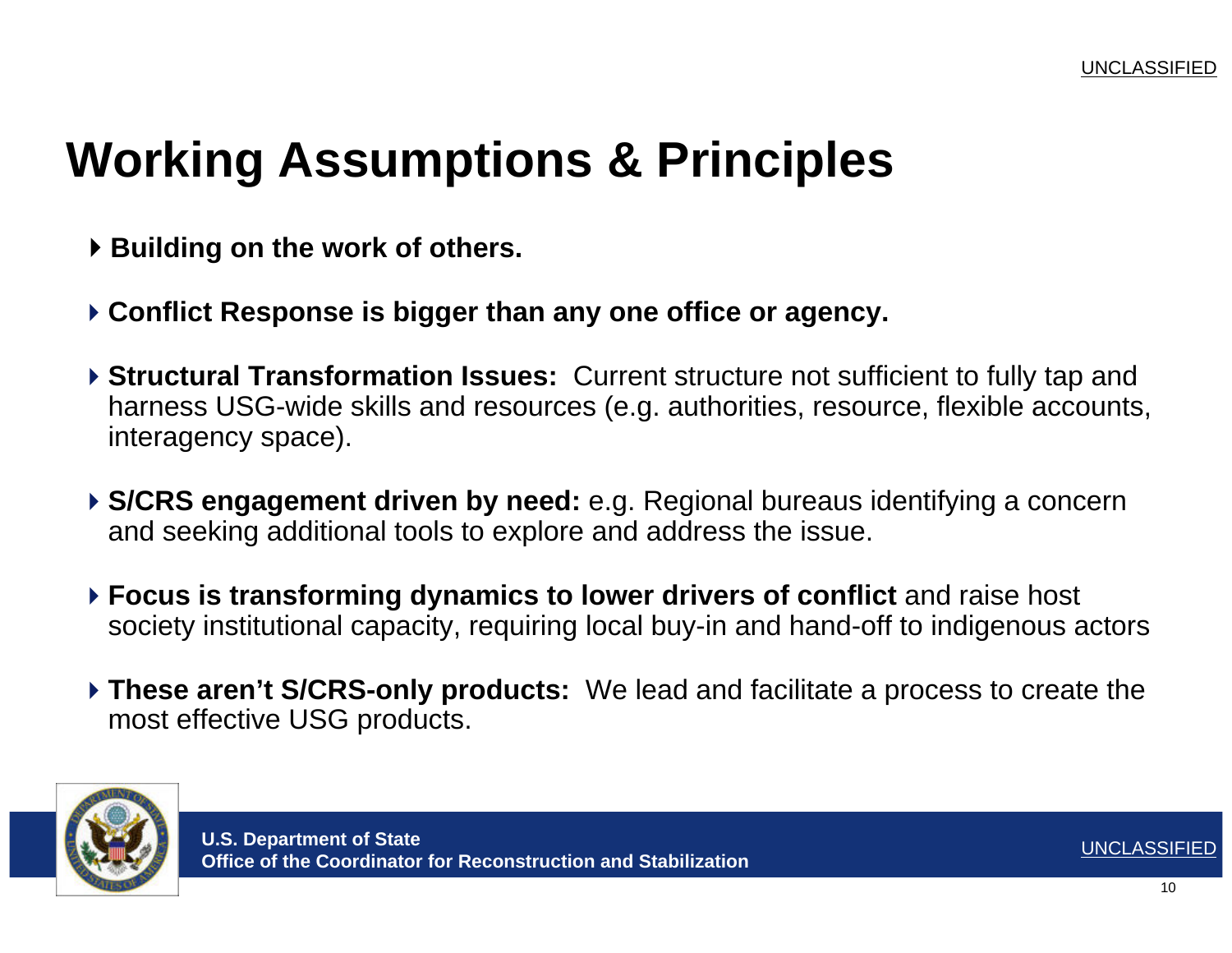# Working Assumptions & Principles

- **Building on the work of others.**
- **Conflict Response is bigger than any one office or agency.**
- **Structural Transformation Issues:** Current structure not sufficient to fully tap and harness USG-wide skills and resources (e.g. authorities, resource, flexible accounts, interagency space).
- **S/CRS engagement driven by need:** e.g. Regional bureaus identifying a concern and seeking additional tools to explore and address the issue.
- **Focus is transforming dynamics to lower drivers of conflict** and raise host society institutional capacity, requiring local buy-in and hand-off to indigenous actors
- **These aren't S/CRS-only products:** We lead and facilitate a process to create the most effective USG products.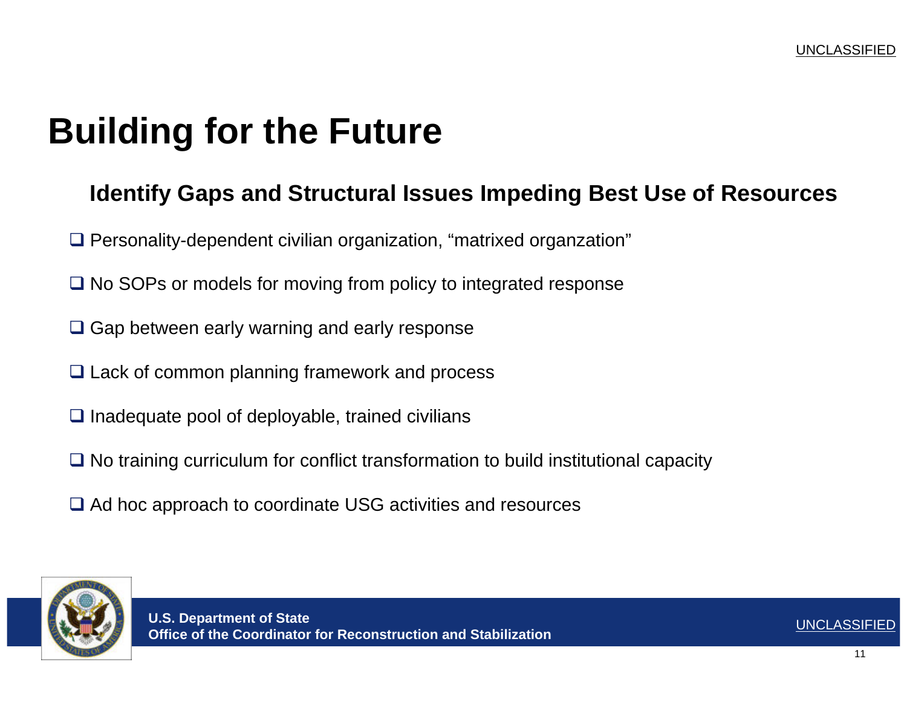# Building for the Future

## Identify Gaps and Structural Issues Impeding Best Use of Resources

- Personality-dependent civilian organization, “matrixed organzation”
- No SOPs or models for moving from policy to integrated response
- Gap between early warning and early response
- Lack of common planning framework and process
- Inadequate pool of deployable, trained civilians
- No training curriculum for conflict transformation to build institutional capacity
- Ad hoc approach to coordinate USG activities and resources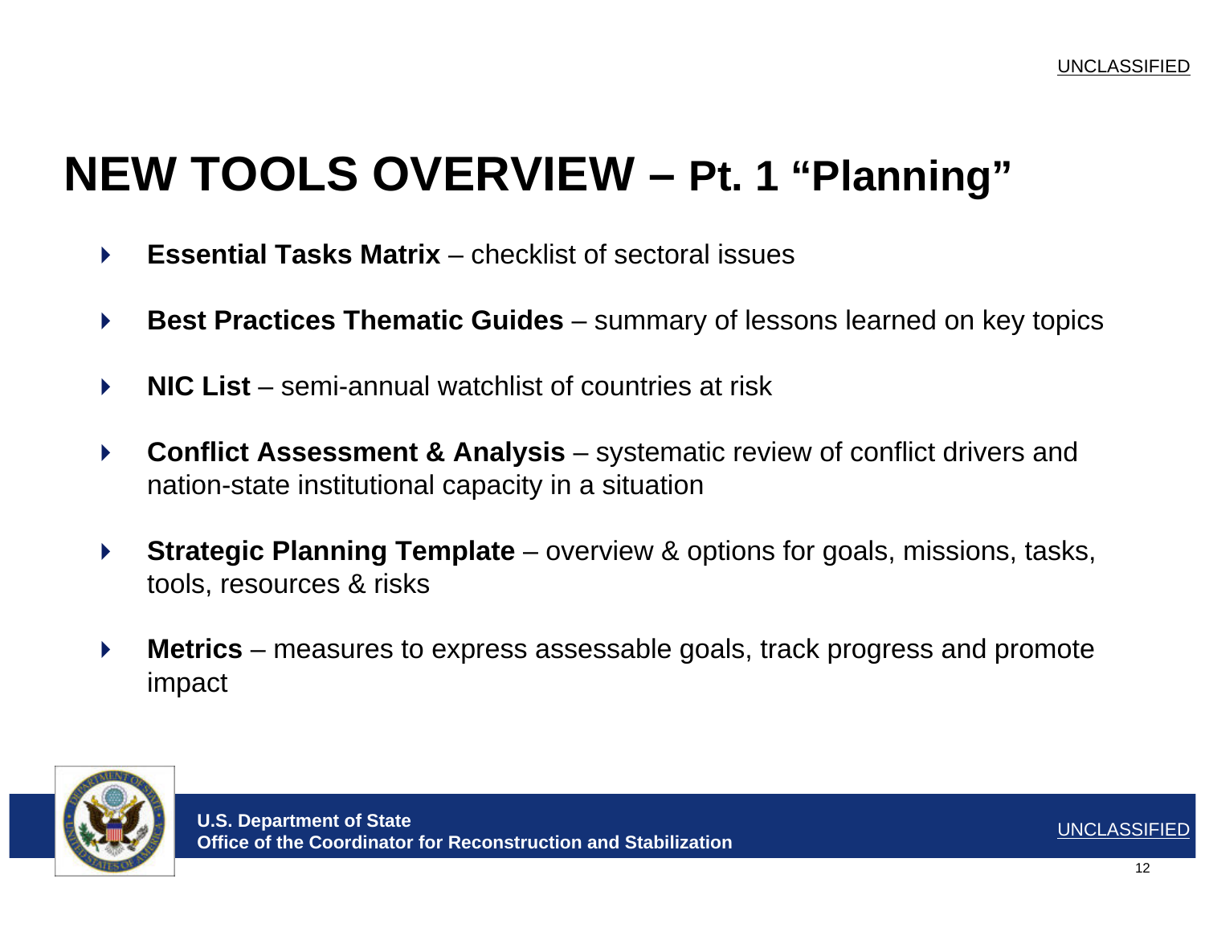# NEW TOOLS OVERVIEW – Pt. 1 "Planning"

- **Essential Tasks Matrix** – checklist of sectoral issues
- **Best Practices Thematic Guides** – summary of lessons learned on key topics
- **NIC List** – semi-annual watchlist of countries at risk
- **Conflict Assessment & Analysis** – systematic review of conflict drivers and nation-state institutional capacity in a situation
- **Strategic Planning Template** – overview & options for goals, missions, tasks, tools, resources & risks
- **Metrics** – measures to express assessable goals, track progress and promote impact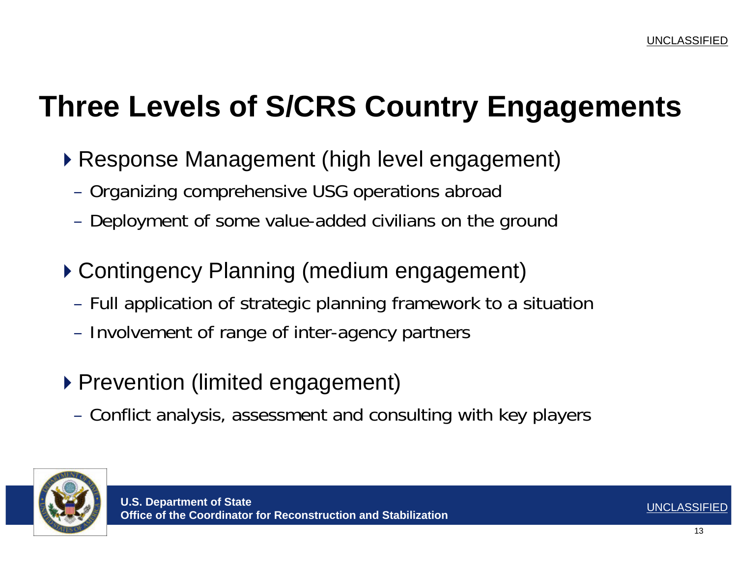# Three Levels of S/CRS Country Engagements

- Response Management (high level engagement)
  - Organizing comprehensive USG operations abroad
  - Deployment of some value-added civilians on the ground
- Contingency Planning (medium engagement)
  - Full application of strategic planning framework to a situation
  - Involvement of range of inter-agency partners
- Prevention (limited engagement)
  - Conflict analysis, assessment and consulting with key players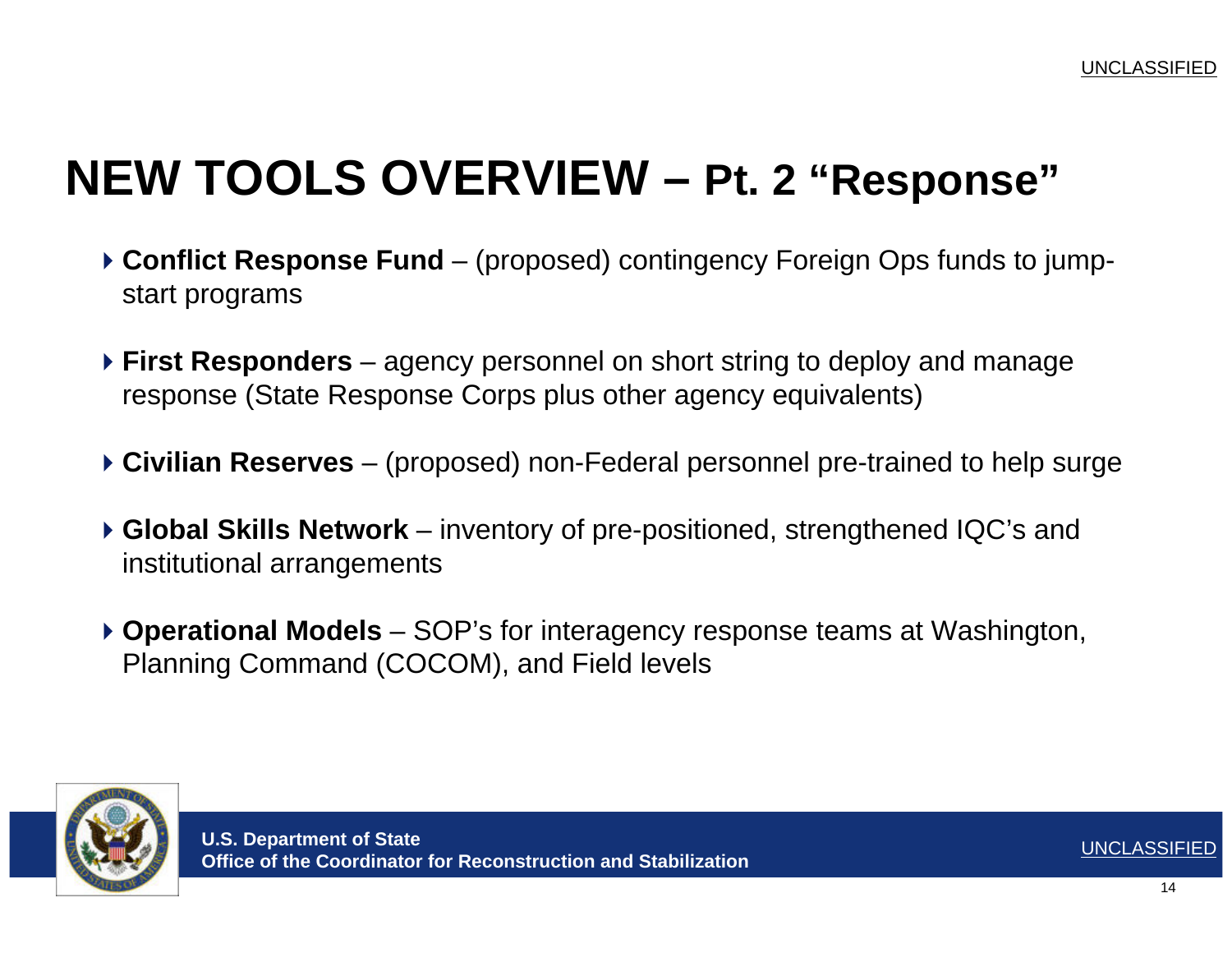# NEW TOOLS OVERVIEW – Pt. 2 "Response"

- **Conflict Response Fund** – (proposed) contingency Foreign Ops funds to jump-start programs
- **First Responders** – agency personnel on short string to deploy and manage response (State Response Corps plus other agency equivalents)
- **Civilian Reserves** – (proposed) non-Federal personnel pre-trained to help surge
- **Global Skills Network** – inventory of pre-positioned, strengthened IQC's and institutional arrangements
- **Operational Models** – SOP's for interagency response teams at Washington, Planning Command (COCOM), and Field levels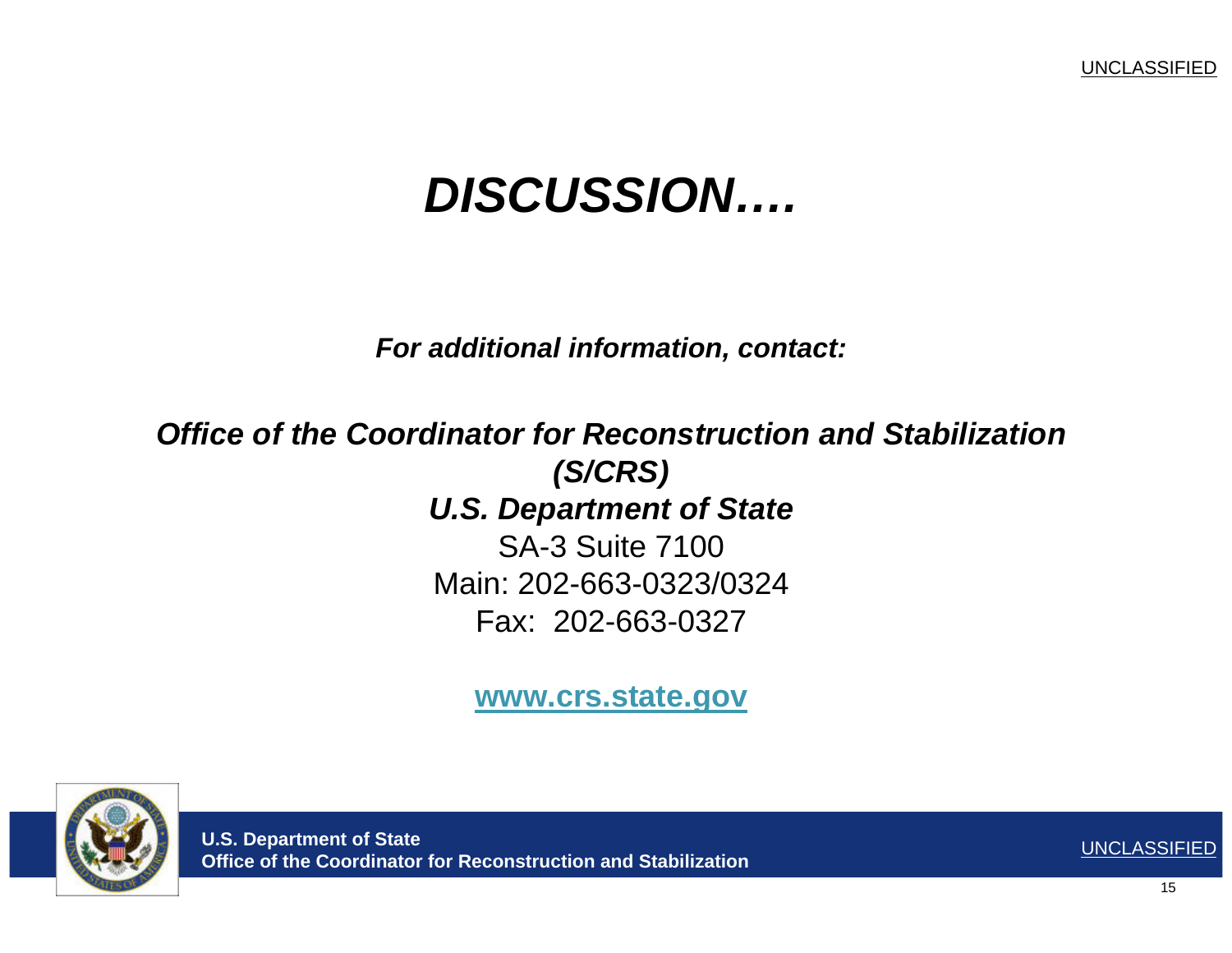# *DISCUSSION….*

***For additional information, contact:***

***Office of the Coordinator for Reconstruction and Stabilization (S/CRS)***

***U.S. Department of State***

SA-3 Suite 7100

Main: 202-663-0323/0324

Fax: 202-663-0327

**www.crs.state.gov**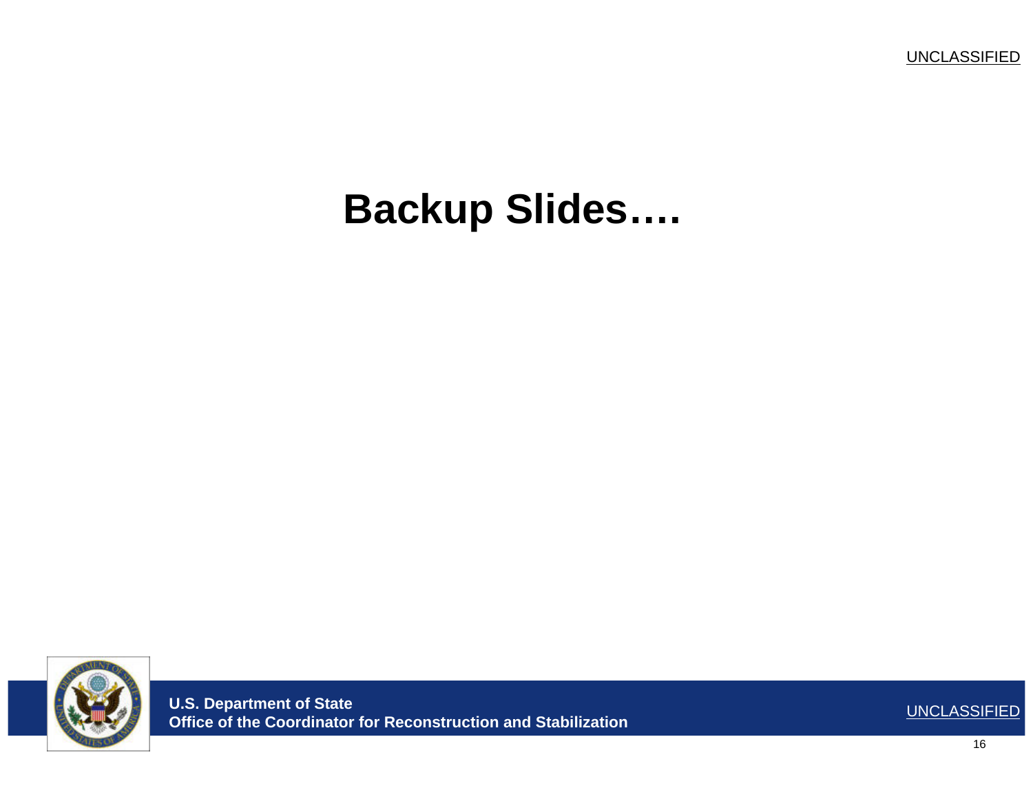# Backup Slides….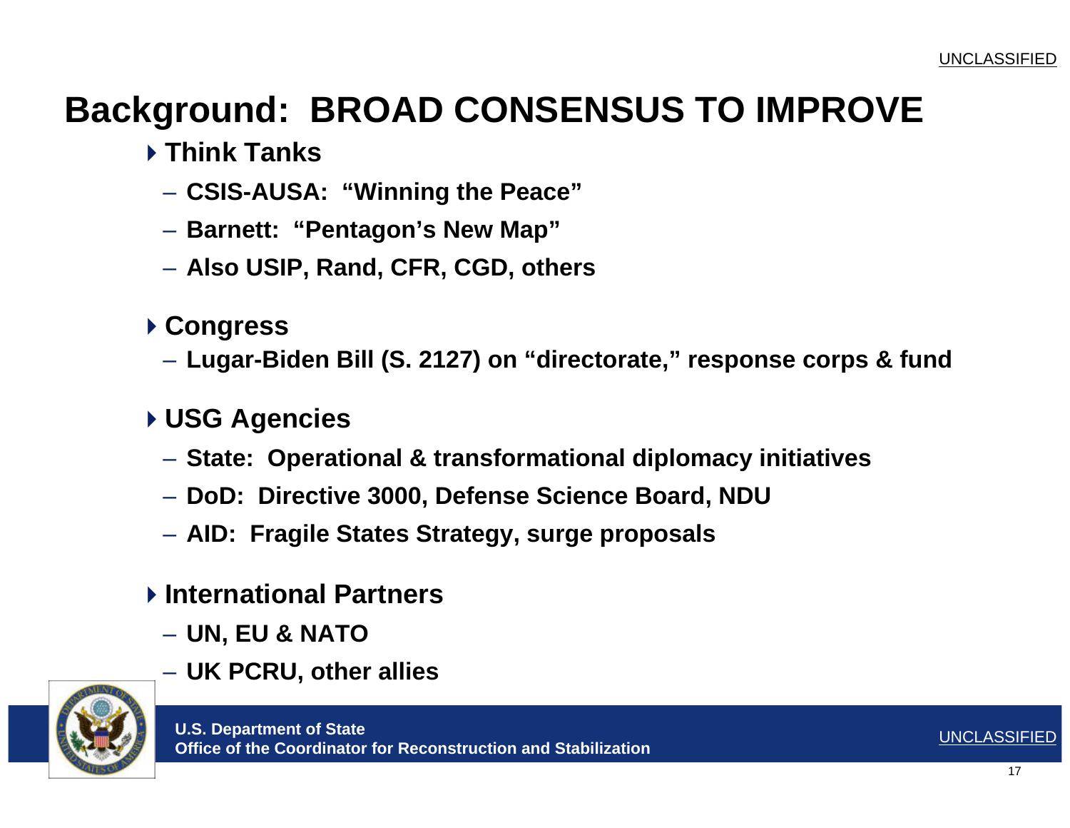# Background: BROAD CONSENSUS TO IMPROVE

- **Think Tanks**
  - **CSIS-AUSA: "Winning the Peace"**
  - **Barnett: "Pentagon's New Map"**
  - **Also USIP, Rand, CFR, CGD, others**

- **Congress**
  - **Lugar-Biden Bill (S. 2127) on "directorate," response corps & fund**

- **USG Agencies**
  - **State: Operational & transformational diplomacy initiatives**
  - **DoD: Directive 3000, Defense Science Board, NDU**
  - **AID: Fragile States Strategy, surge proposals**

- **International Partners**
  - **UN, EU & NATO**
  - **UK PCRU, other allies**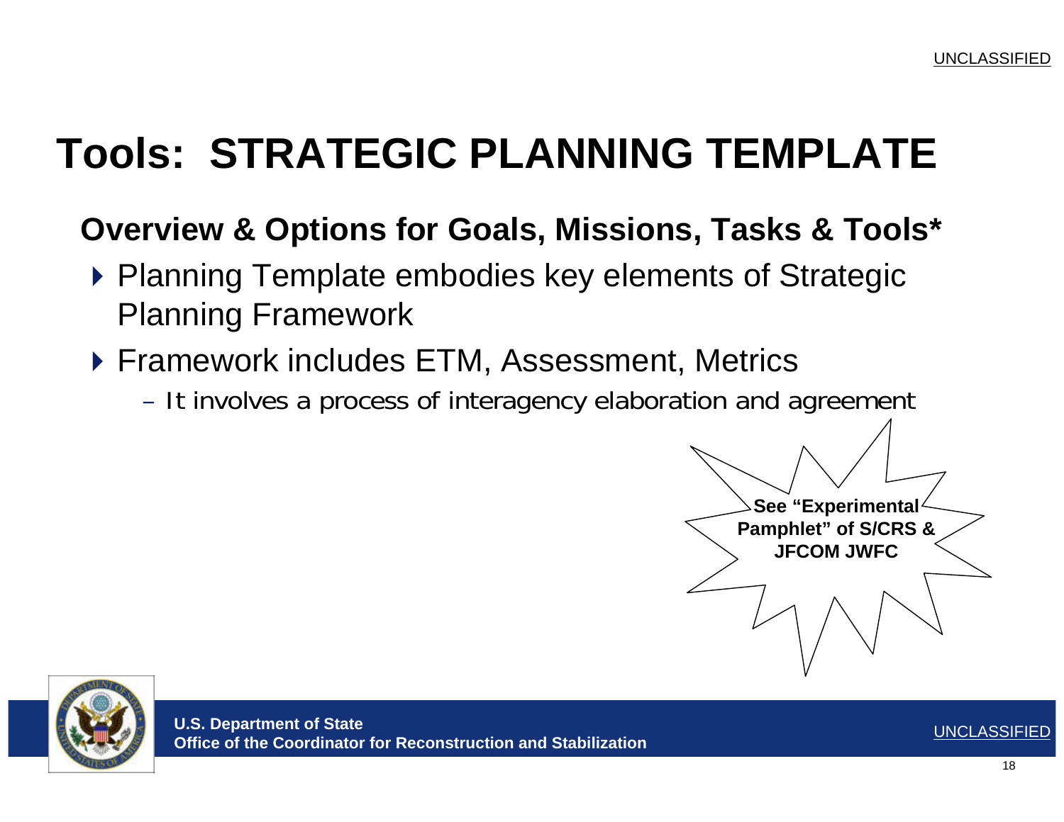# Tools: STRATEGIC PLANNING TEMPLATE

## Overview & Options for Goals, Missions, Tasks & Tools*

- Planning Template embodies key elements of Strategic Planning Framework
- Framework includes ETM, Assessment, Metrics
  - It involves a process of interagency elaboration and agreement

**See "Experimental Pamphlet" of S/CRS & JFCOM JWFC**

**U.S. Department of State**
**Office of the Coordinator for Reconstruction and Stabilization**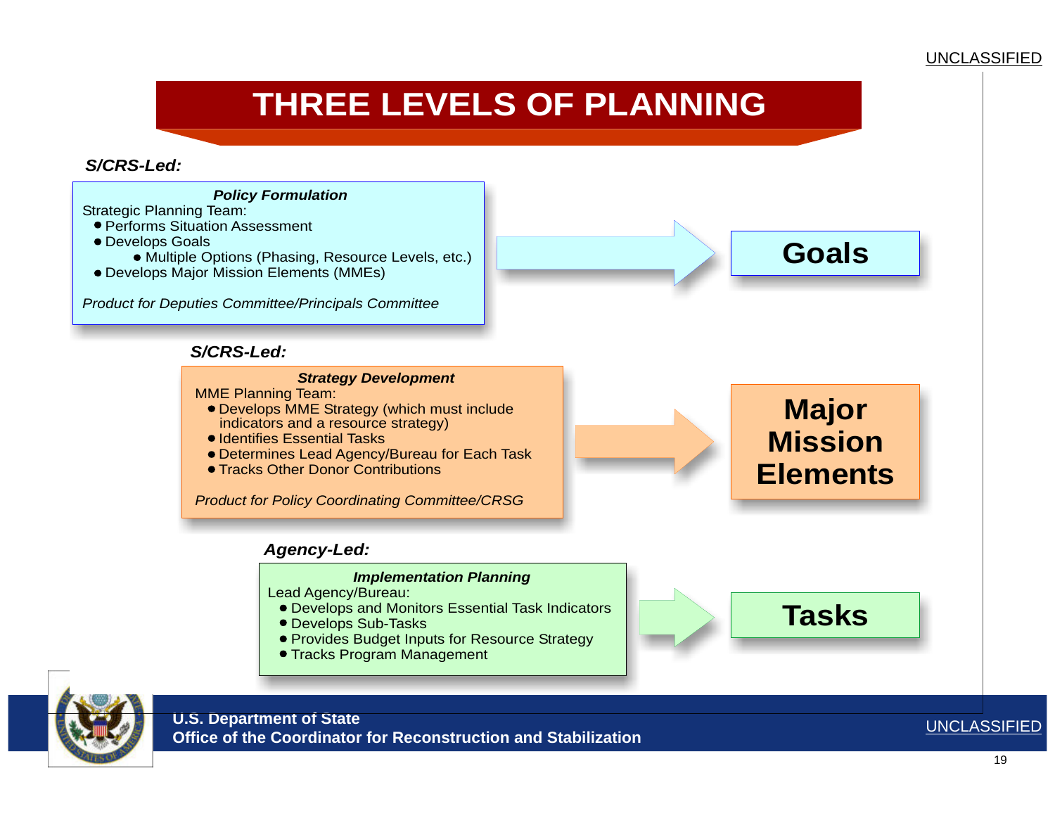# THREE LEVELS OF PLANNING

***S/CRS-Led:***

***Policy Formulation***

Strategic Planning Team:

- Performs Situation Assessment
- Develops Goals
  - Multiple Options (Phasing, Resource Levels, etc.)
- Develops Major Mission Elements (MMEs)

*Product for Deputies Committee/Principals Committee*

→ **Goals**

***S/CRS-Led:***

***Strategy Development***

MME Planning Team:

- Develops MME Strategy (which must include indicators and a resource strategy)
- Identifies Essential Tasks
- Determines Lead Agency/Bureau for Each Task
- Tracks Other Donor Contributions

*Product for Policy Coordinating Committee/CRSG*

→ **Major Mission Elements**

***Agency-Led:***

***Implementation Planning***

Lead Agency/Bureau:

- Develops and Monitors Essential Task Indicators
- Develops Sub-Tasks
- Provides Budget Inputs for Resource Strategy
- Tracks Program Management

→ **Tasks**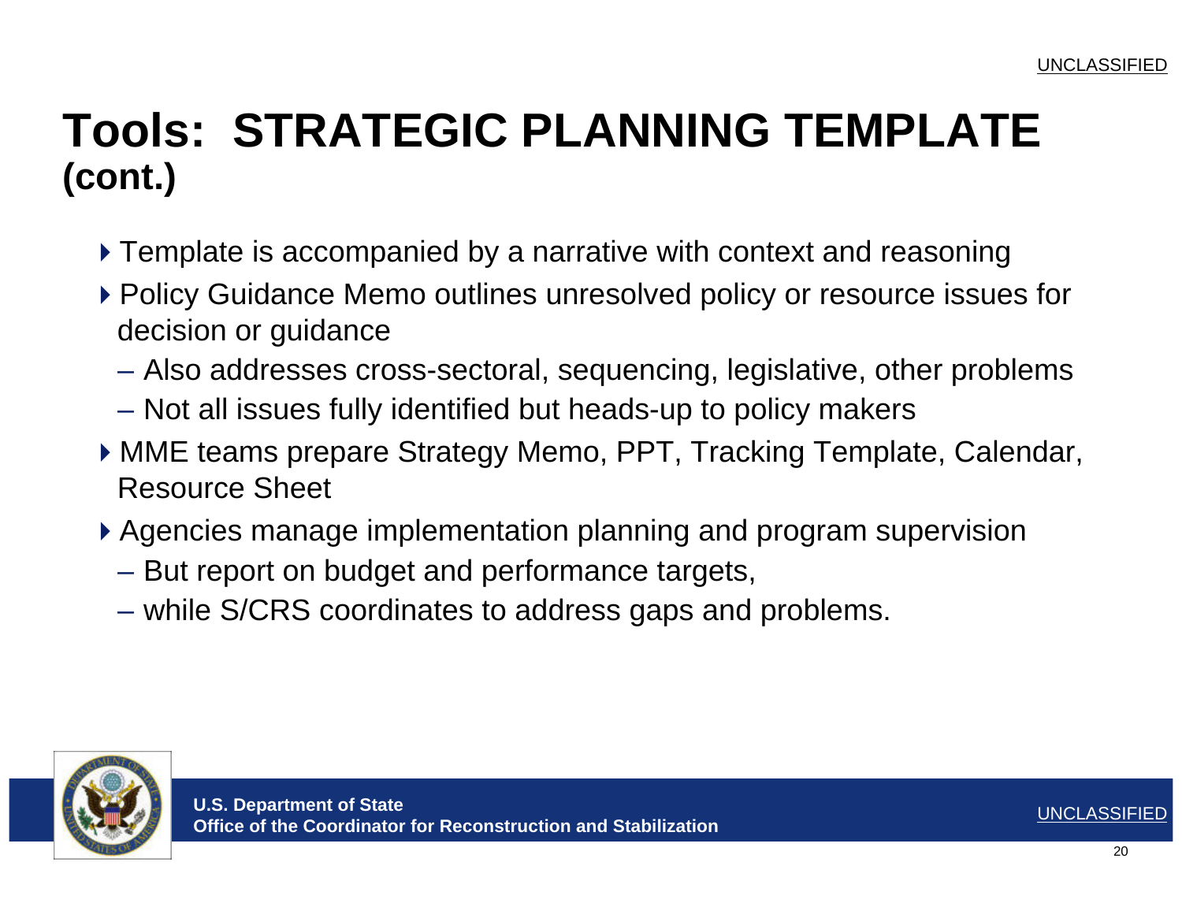# Tools: STRATEGIC PLANNING TEMPLATE (cont.)

- Template is accompanied by a narrative with context and reasoning
- Policy Guidance Memo outlines unresolved policy or resource issues for decision or guidance
  - Also addresses cross-sectoral, sequencing, legislative, other problems
  - Not all issues fully identified but heads-up to policy makers
- MME teams prepare Strategy Memo, PPT, Tracking Template, Calendar, Resource Sheet
- Agencies manage implementation planning and program supervision
  - But report on budget and performance targets,
  - while S/CRS coordinates to address gaps and problems.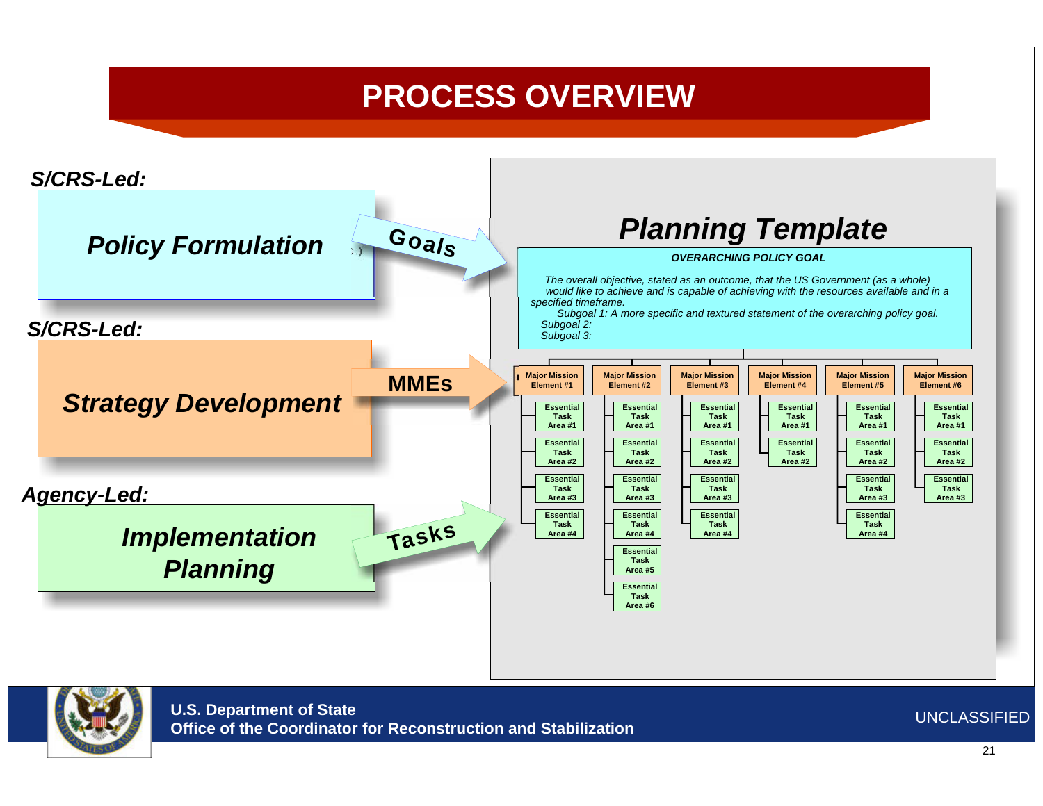# PROCESS OVERVIEW

***S/CRS-Led:***

***Policy Formulation*** → **Goals**

***S/CRS-Led:***

***Strategy Development*** → **MMEs**

***Agency-Led:***

***Implementation Planning*** → **Tasks**

## *Planning Template*

***OVERARCHING POLICY GOAL***

*The overall objective, stated as an outcome, that the US Government (as a whole) would like to achieve and is capable of achieving with the resources available and in a specified timeframe.*

*Subgoal 1: A more specific and textured statement of the overarching policy goal.*

*Subgoal 2:*

*Subgoal 3:*

| Major Mission Element #1 | Major Mission Element #2 | Major Mission Element #3 | Major Mission Element #4 | Major Mission Element #5 | Major Mission Element #6 |
|---|---|---|---|---|---|
| Essential Task Area #1 | Essential Task Area #1 | Essential Task Area #1 | Essential Task Area #1 | Essential Task Area #1 | Essential Task Area #1 |
| Essential Task Area #2 | Essential Task Area #2 | Essential Task Area #2 | Essential Task Area #2 | Essential Task Area #2 | Essential Task Area #2 |
| Essential Task Area #3 | Essential Task Area #3 | Essential Task Area #3 | | Essential Task Area #3 | Essential Task Area #3 |
| Essential Task Area #4 | Essential Task Area #4 | Essential Task Area #4 | | Essential Task Area #4 | |
| | Essential Task Area #5 | | | | |
| | Essential Task Area #6 | | | | |

**U.S. Department of State**
**Office of the Coordinator for Reconstruction and Stabilization**

UNCLASSIFIED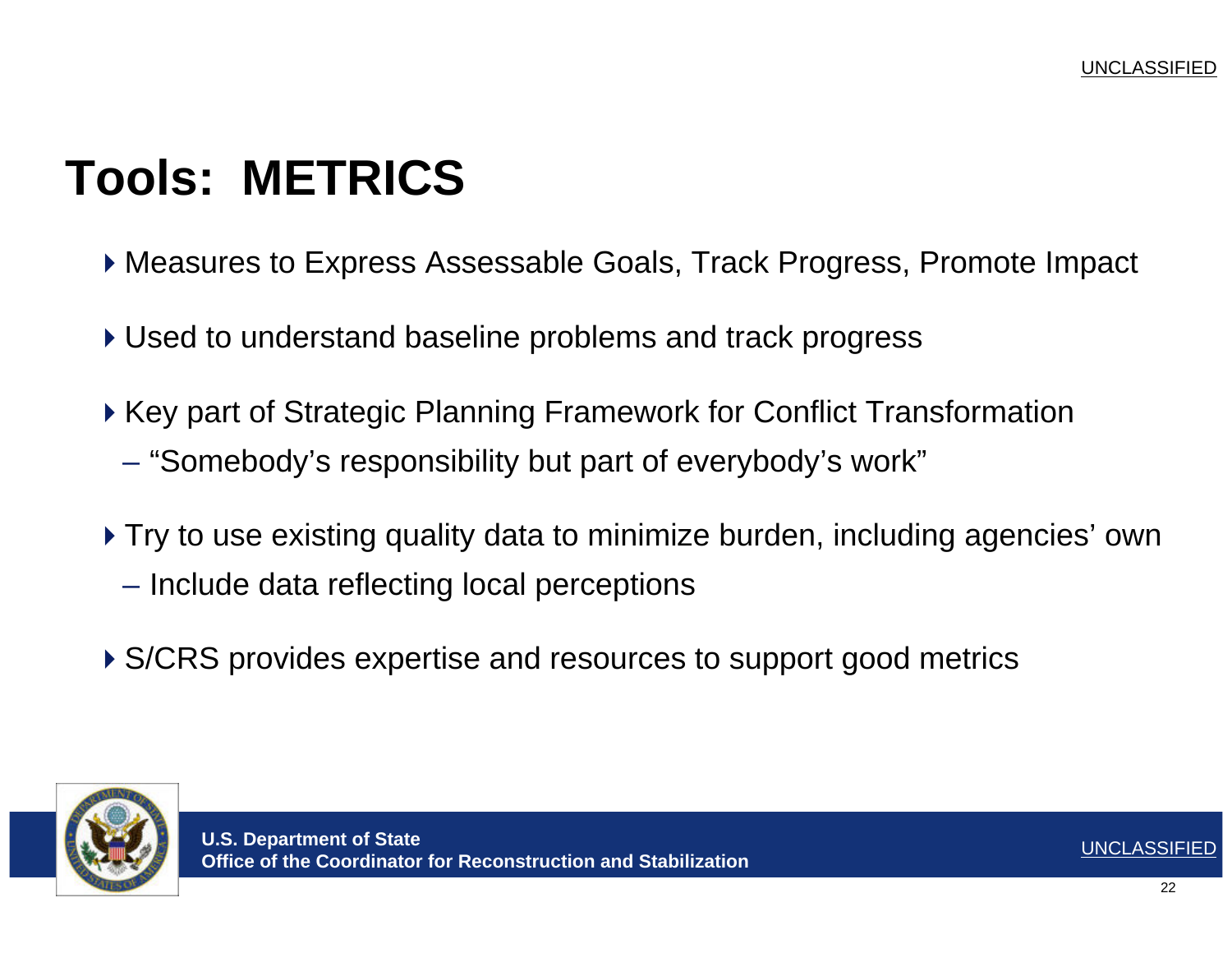# Tools: METRICS

- Measures to Express Assessable Goals, Track Progress, Promote Impact
- Used to understand baseline problems and track progress
- Key part of Strategic Planning Framework for Conflict Transformation
  - "Somebody's responsibility but part of everybody's work"
- Try to use existing quality data to minimize burden, including agencies' own
  - Include data reflecting local perceptions
- S/CRS provides expertise and resources to support good metrics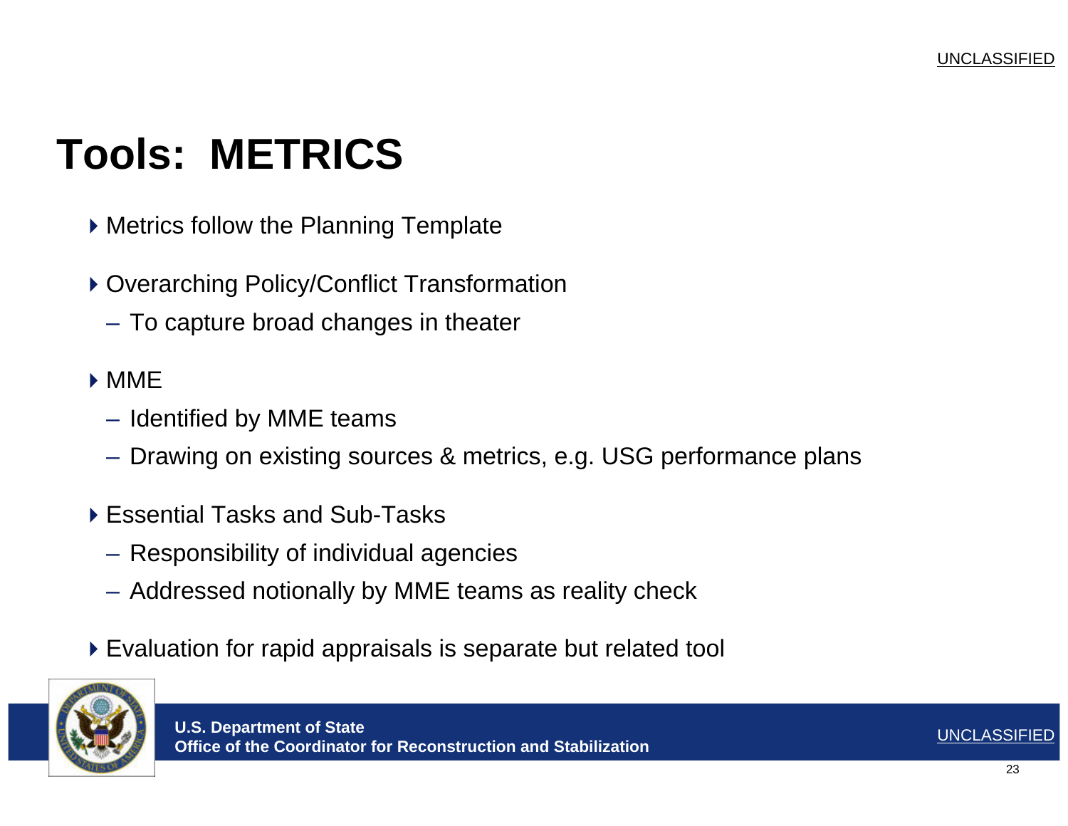# Tools: METRICS

- Metrics follow the Planning Template
- Overarching Policy/Conflict Transformation
  - To capture broad changes in theater
- MME
  - Identified by MME teams
  - Drawing on existing sources & metrics, e.g. USG performance plans
- Essential Tasks and Sub-Tasks
  - Responsibility of individual agencies
  - Addressed notionally by MME teams as reality check
- Evaluation for rapid appraisals is separate but related tool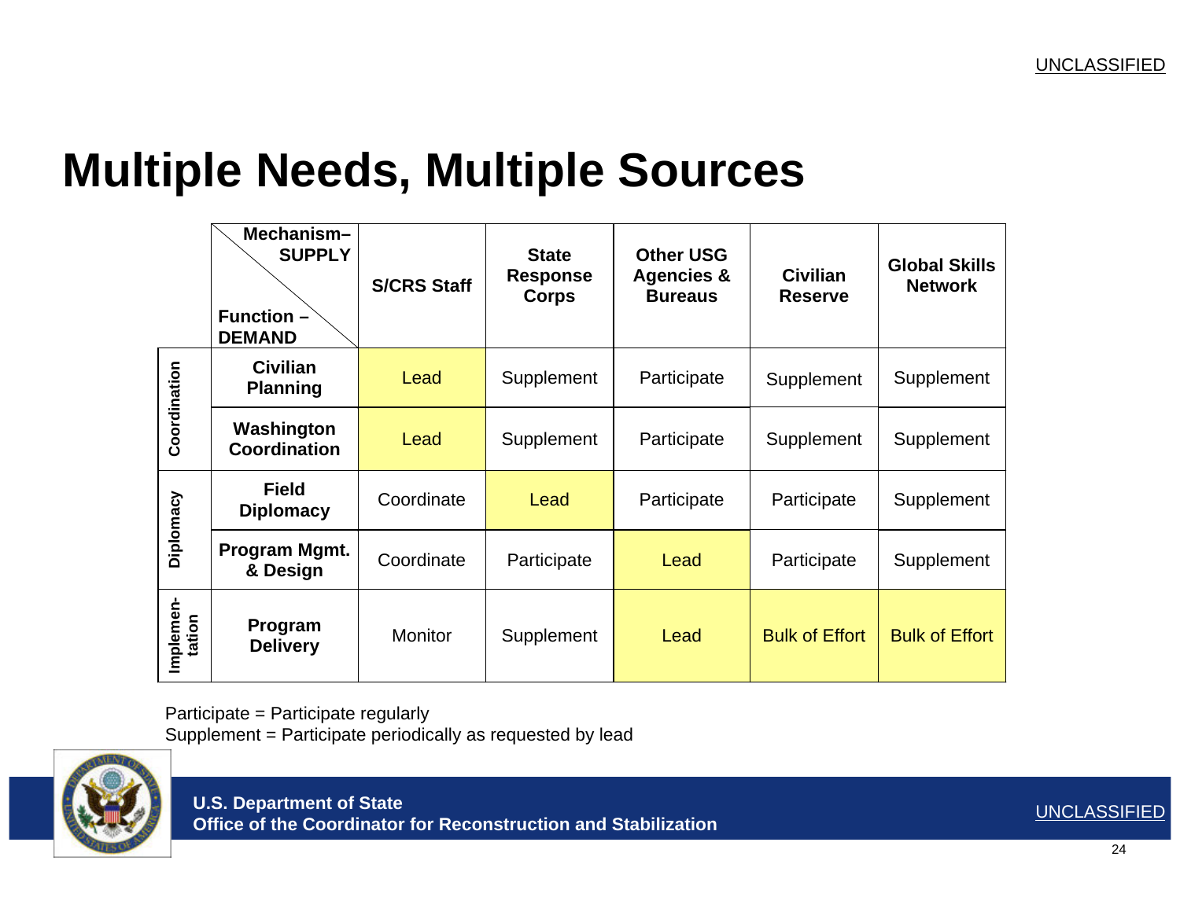# Multiple Needs, Multiple Sources

| | Mechanism– SUPPLY / Function – DEMAND | S/CRS Staff | State Response Corps | Other USG Agencies & Bureaus | Civilian Reserve | Global Skills Network |
|---|---|---|---|---|---|---|
| Coordination | Civilian Planning | Lead | Supplement | Participate | Supplement | Supplement |
| | Washington Coordination | Lead | Supplement | Participate | Supplement | Supplement |
| Diplomacy | Field Diplomacy | Coordinate | Lead | Participate | Participate | Supplement |
| | Program Mgmt. & Design | Coordinate | Participate | Lead | Participate | Supplement |
| Implementation | Program Delivery | Monitor | Supplement | Lead | Bulk of Effort | Bulk of Effort |

Participate = Participate regularly
Supplement = Participate periodically as requested by lead

**U.S. Department of State**
**Office of the Coordinator for Reconstruction and Stabilization**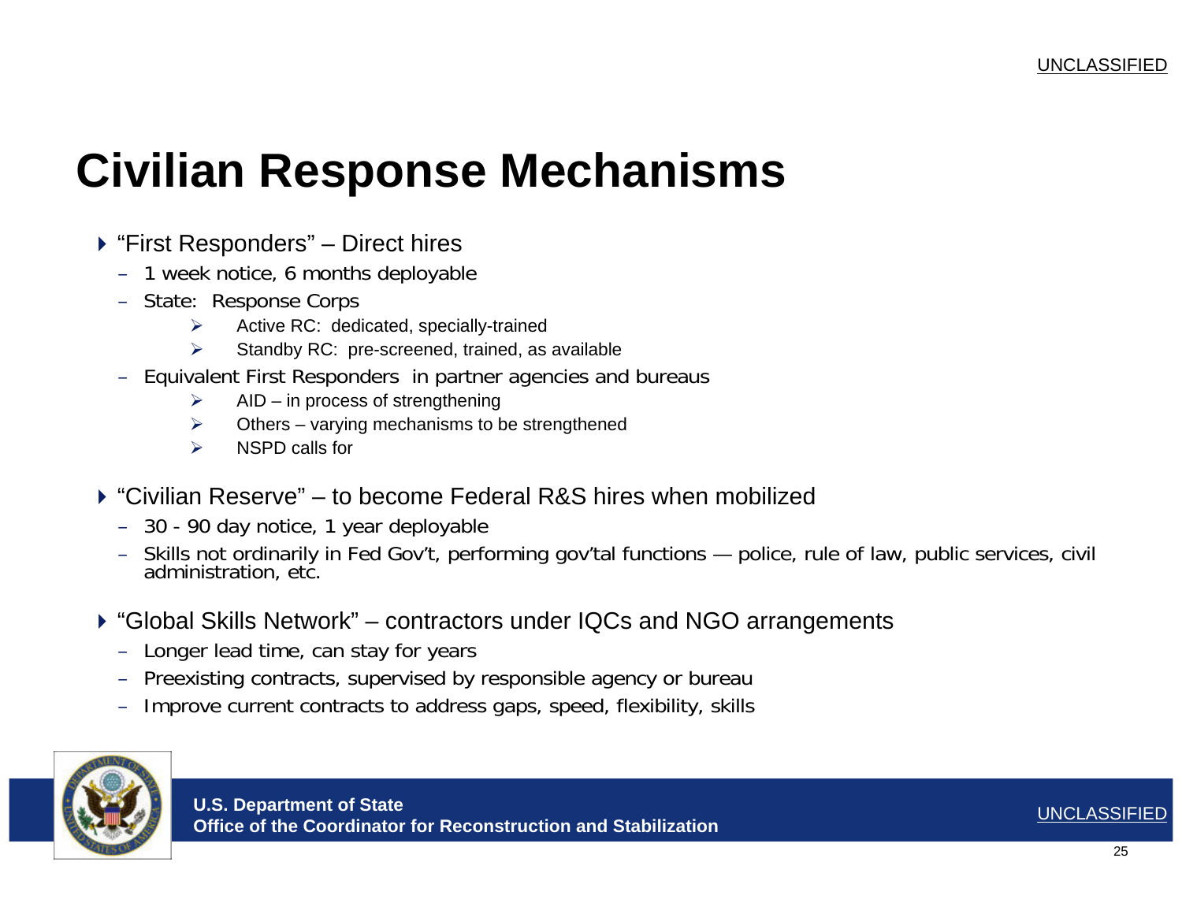# Civilian Response Mechanisms

- "First Responders" – Direct hires
  - 1 week notice, 6 months deployable
  - State: Response Corps
    - Active RC: dedicated, specially-trained
    - Standby RC: pre-screened, trained, as available
  - Equivalent First Responders in partner agencies and bureaus
    - AID – in process of strengthening
    - Others – varying mechanisms to be strengthened
    - NSPD calls for

- "Civilian Reserve" – to become Federal R&S hires when mobilized
  - 30 - 90 day notice, 1 year deployable
  - Skills not ordinarily in Fed Gov't, performing gov'tal functions — police, rule of law, public services, civil administration, etc.

- "Global Skills Network" – contractors under IQCs and NGO arrangements
  - Longer lead time, can stay for years
  - Preexisting contracts, supervised by responsible agency or bureau
  - Improve current contracts to address gaps, speed, flexibility, skills